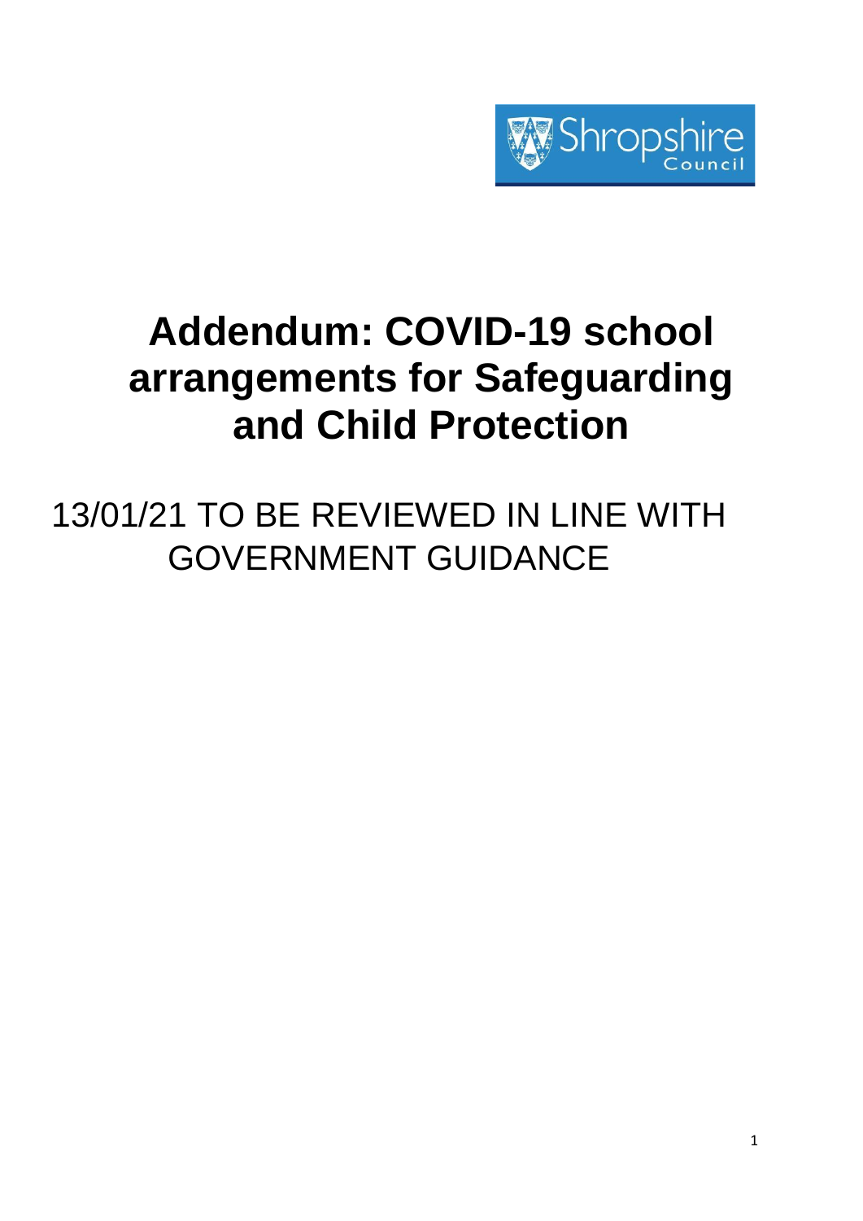Shropshire Council

# Addendum: COVID-19 school arrangements for Safeguarding and Child Protection

13/01/21 TO BE REVIEWED IN LINE WITH GOVERNMENT GUIDANCE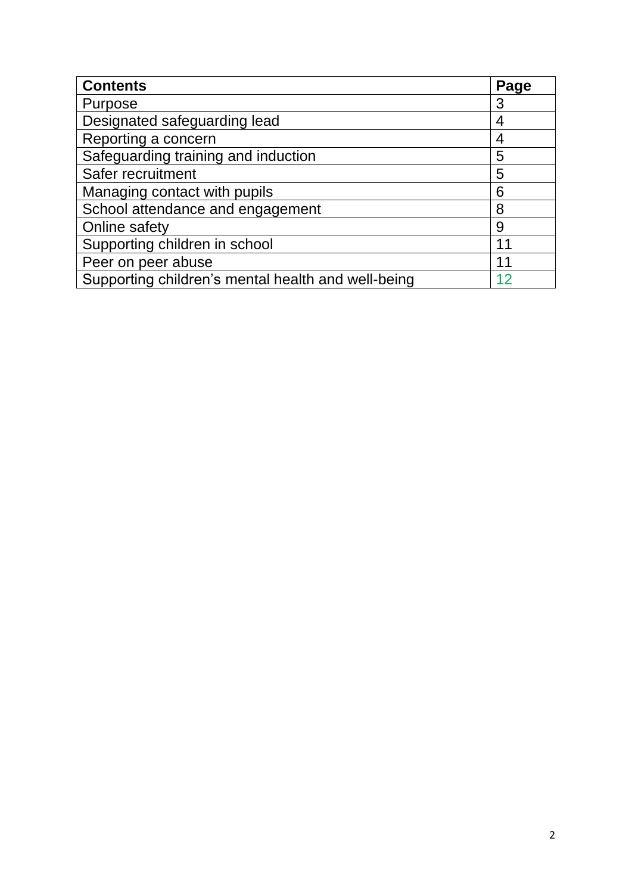| **Contents** | **Page** |
|---|---|
| Purpose | 3 |
| Designated safeguarding lead | 4 |
| Reporting a concern | 4 |
| Safeguarding training and induction | 5 |
| Safer recruitment | 5 |
| Managing contact with pupils | 6 |
| School attendance and engagement | 8 |
| Online safety | 9 |
| Supporting children in school | 11 |
| Peer on peer abuse | 11 |
| Supporting children's mental health and well-being | 12 |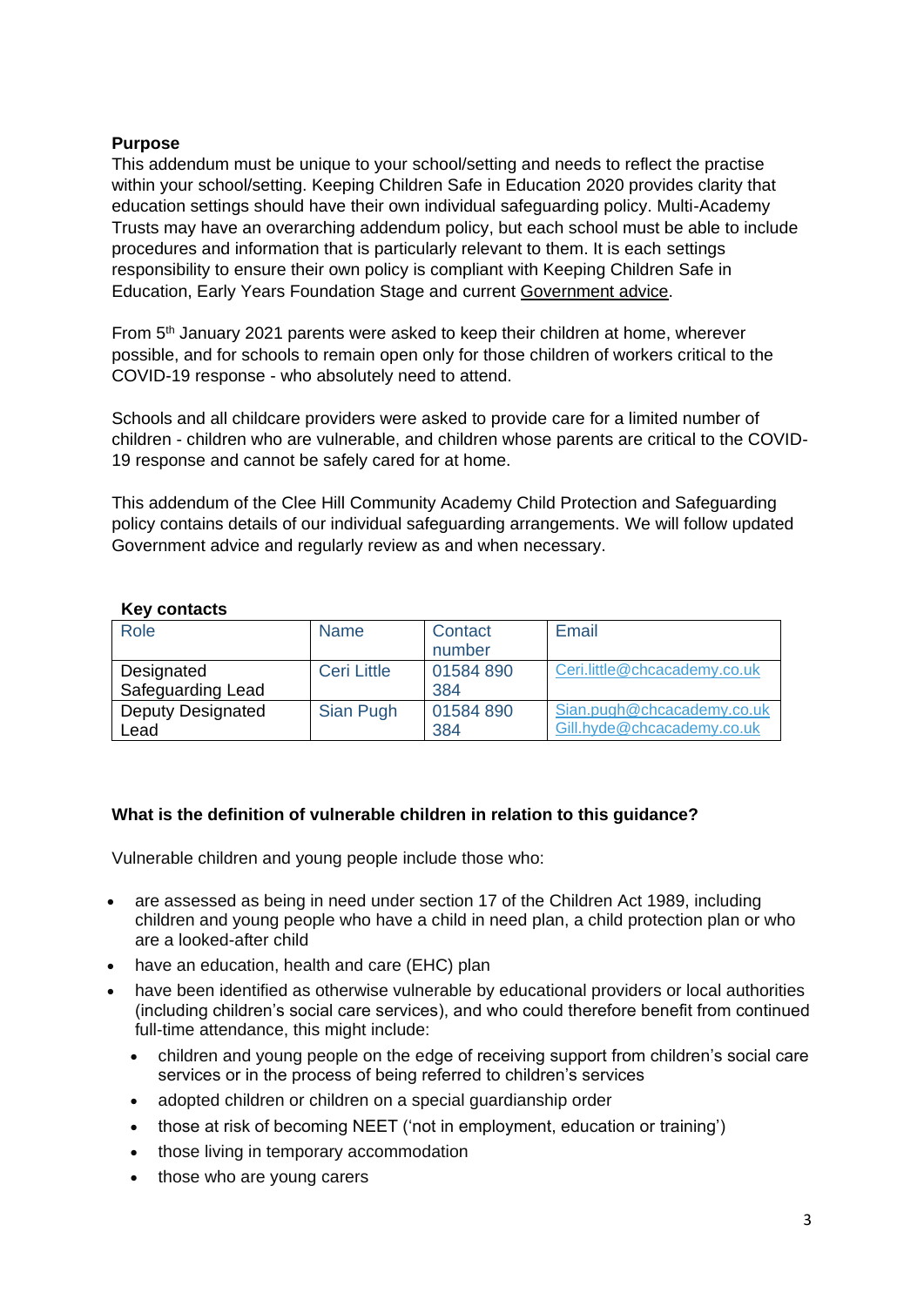**Purpose**

This addendum must be unique to your school/setting and needs to reflect the practise within your school/setting. Keeping Children Safe in Education 2020 provides clarity that education settings should have their own individual safeguarding policy. Multi-Academy Trusts may have an overarching addendum policy, but each school must be able to include procedures and information that is particularly relevant to them. It is each settings responsibility to ensure their own policy is compliant with Keeping Children Safe in Education, Early Years Foundation Stage and current Government advice.

From 5th January 2021 parents were asked to keep their children at home, wherever possible, and for schools to remain open only for those children of workers critical to the COVID-19 response - who absolutely need to attend.

Schools and all childcare providers were asked to provide care for a limited number of children - children who are vulnerable, and children whose parents are critical to the COVID-19 response and cannot be safely cared for at home.

This addendum of the Clee Hill Community Academy Child Protection and Safeguarding policy contains details of our individual safeguarding arrangements. We will follow updated Government advice and regularly review as and when necessary.

**Key contacts**

| Role | Name | Contact number | Email |
|---|---|---|---|
| Designated Safeguarding Lead | Ceri Little | 01584 890 384 | Ceri.little@chcacademy.co.uk |
| Deputy Designated Lead | Sian Pugh | 01584 890 384 | Sian.pugh@chcacademy.co.uk Gill.hyde@chcacademy.co.uk |

**What is the definition of vulnerable children in relation to this guidance?**

Vulnerable children and young people include those who:

- are assessed as being in need under section 17 of the Children Act 1989, including children and young people who have a child in need plan, a child protection plan or who are a looked-after child
- have an education, health and care (EHC) plan
- have been identified as otherwise vulnerable by educational providers or local authorities (including children's social care services), and who could therefore benefit from continued full-time attendance, this might include:
  - children and young people on the edge of receiving support from children's social care services or in the process of being referred to children's services
  - adopted children or children on a special guardianship order
  - those at risk of becoming NEET ('not in employment, education or training')
  - those living in temporary accommodation
  - those who are young carers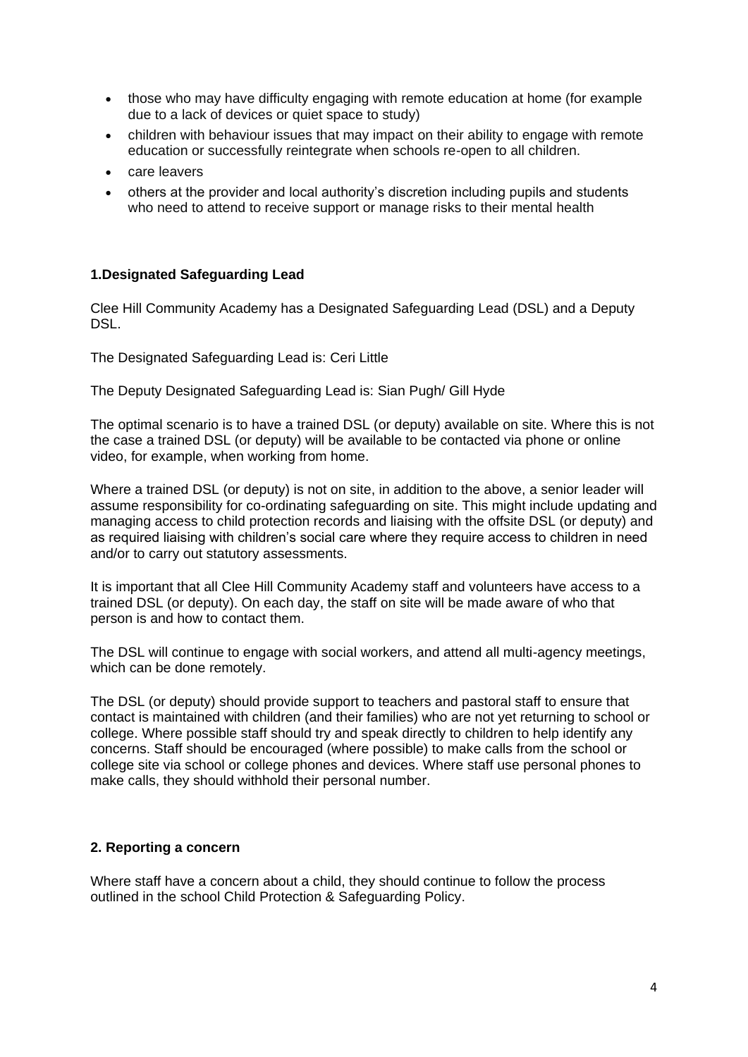- those who may have difficulty engaging with remote education at home (for example due to a lack of devices or quiet space to study)
- children with behaviour issues that may impact on their ability to engage with remote education or successfully reintegrate when schools re-open to all children.
- care leavers
- others at the provider and local authority's discretion including pupils and students who need to attend to receive support or manage risks to their mental health

## 1.Designated Safeguarding Lead

Clee Hill Community Academy has a Designated Safeguarding Lead (DSL) and a Deputy DSL.

The Designated Safeguarding Lead is: Ceri Little

The Deputy Designated Safeguarding Lead is: Sian Pugh/ Gill Hyde

The optimal scenario is to have a trained DSL (or deputy) available on site. Where this is not the case a trained DSL (or deputy) will be available to be contacted via phone or online video, for example, when working from home.

Where a trained DSL (or deputy) is not on site, in addition to the above, a senior leader will assume responsibility for co-ordinating safeguarding on site. This might include updating and managing access to child protection records and liaising with the offsite DSL (or deputy) and as required liaising with children's social care where they require access to children in need and/or to carry out statutory assessments.

It is important that all Clee Hill Community Academy staff and volunteers have access to a trained DSL (or deputy). On each day, the staff on site will be made aware of who that person is and how to contact them.

The DSL will continue to engage with social workers, and attend all multi-agency meetings, which can be done remotely.

The DSL (or deputy) should provide support to teachers and pastoral staff to ensure that contact is maintained with children (and their families) who are not yet returning to school or college. Where possible staff should try and speak directly to children to help identify any concerns. Staff should be encouraged (where possible) to make calls from the school or college site via school or college phones and devices. Where staff use personal phones to make calls, they should withhold their personal number.

## 2. Reporting a concern

Where staff have a concern about a child, they should continue to follow the process outlined in the school Child Protection & Safeguarding Policy.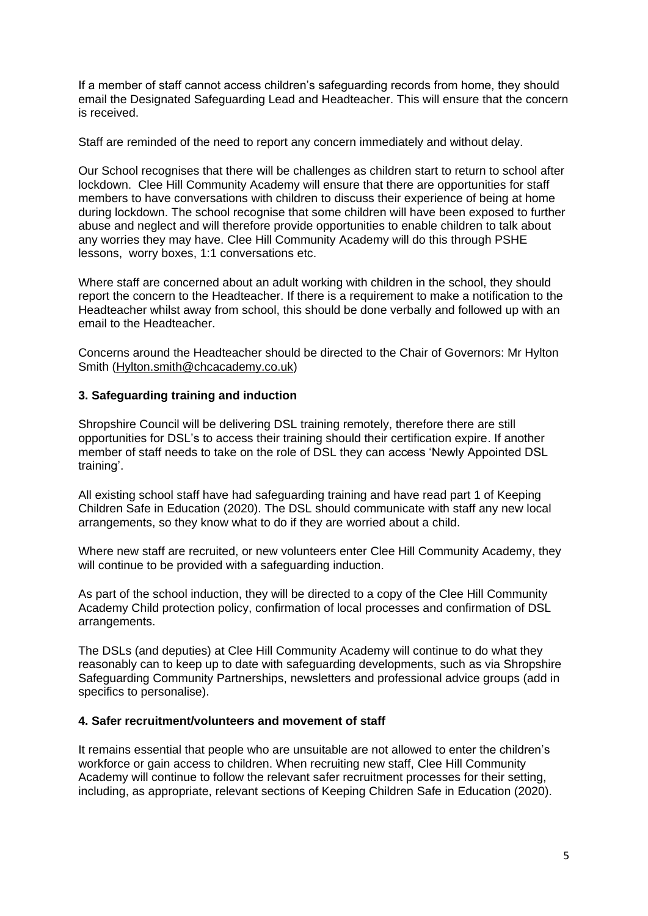If a member of staff cannot access children's safeguarding records from home, they should email the Designated Safeguarding Lead and Headteacher. This will ensure that the concern is received.

Staff are reminded of the need to report any concern immediately and without delay.

Our School recognises that there will be challenges as children start to return to school after lockdown. Clee Hill Community Academy will ensure that there are opportunities for staff members to have conversations with children to discuss their experience of being at home during lockdown. The school recognise that some children will have been exposed to further abuse and neglect and will therefore provide opportunities to enable children to talk about any worries they may have. Clee Hill Community Academy will do this through PSHE lessons, worry boxes, 1:1 conversations etc.

Where staff are concerned about an adult working with children in the school, they should report the concern to the Headteacher. If there is a requirement to make a notification to the Headteacher whilst away from school, this should be done verbally and followed up with an email to the Headteacher.

Concerns around the Headteacher should be directed to the Chair of Governors: Mr Hylton Smith (Hylton.smith@chcacademy.co.uk)

### 3. Safeguarding training and induction

Shropshire Council will be delivering DSL training remotely, therefore there are still opportunities for DSL's to access their training should their certification expire. If another member of staff needs to take on the role of DSL they can access 'Newly Appointed DSL training'.

All existing school staff have had safeguarding training and have read part 1 of Keeping Children Safe in Education (2020). The DSL should communicate with staff any new local arrangements, so they know what to do if they are worried about a child.

Where new staff are recruited, or new volunteers enter Clee Hill Community Academy, they will continue to be provided with a safeguarding induction.

As part of the school induction, they will be directed to a copy of the Clee Hill Community Academy Child protection policy, confirmation of local processes and confirmation of DSL arrangements.

The DSLs (and deputies) at Clee Hill Community Academy will continue to do what they reasonably can to keep up to date with safeguarding developments, such as via Shropshire Safeguarding Community Partnerships, newsletters and professional advice groups (add in specifics to personalise).

### 4. Safer recruitment/volunteers and movement of staff

It remains essential that people who are unsuitable are not allowed to enter the children's workforce or gain access to children. When recruiting new staff, Clee Hill Community Academy will continue to follow the relevant safer recruitment processes for their setting, including, as appropriate, relevant sections of Keeping Children Safe in Education (2020).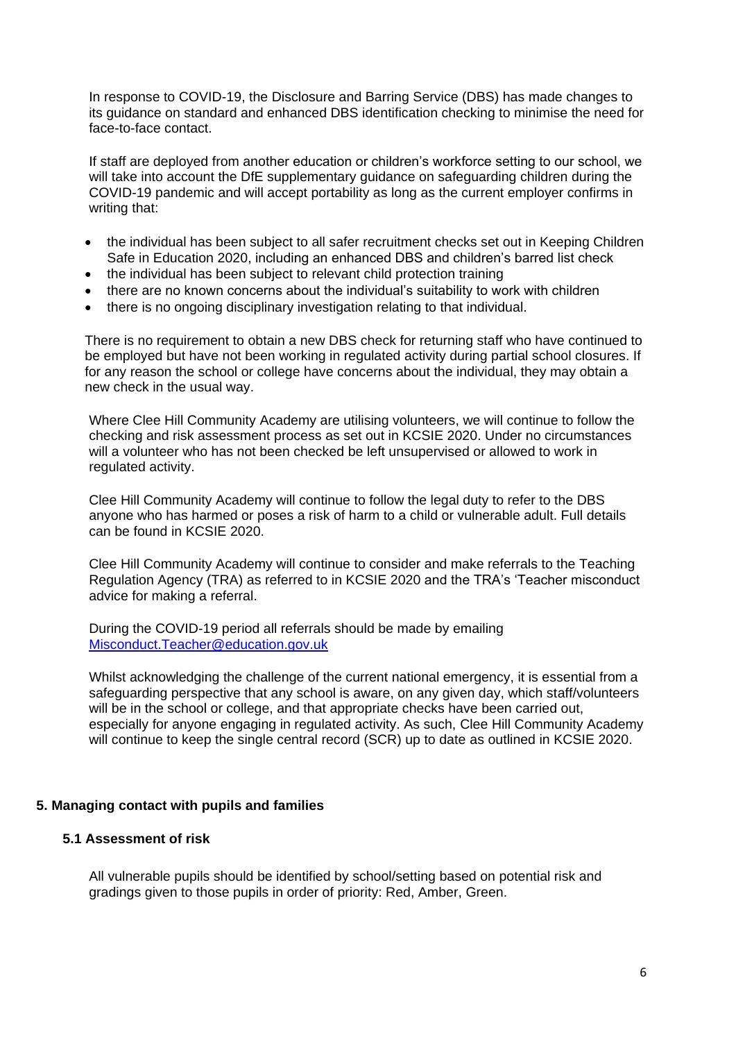In response to COVID-19, the Disclosure and Barring Service (DBS) has made changes to its guidance on standard and enhanced DBS identification checking to minimise the need for face-to-face contact.

If staff are deployed from another education or children's workforce setting to our school, we will take into account the DfE supplementary guidance on safeguarding children during the COVID-19 pandemic and will accept portability as long as the current employer confirms in writing that:

- the individual has been subject to all safer recruitment checks set out in Keeping Children Safe in Education 2020, including an enhanced DBS and children's barred list check
- the individual has been subject to relevant child protection training
- there are no known concerns about the individual's suitability to work with children
- there is no ongoing disciplinary investigation relating to that individual.

There is no requirement to obtain a new DBS check for returning staff who have continued to be employed but have not been working in regulated activity during partial school closures. If for any reason the school or college have concerns about the individual, they may obtain a new check in the usual way.

Where Clee Hill Community Academy are utilising volunteers, we will continue to follow the checking and risk assessment process as set out in KCSIE 2020. Under no circumstances will a volunteer who has not been checked be left unsupervised or allowed to work in regulated activity.

Clee Hill Community Academy will continue to follow the legal duty to refer to the DBS anyone who has harmed or poses a risk of harm to a child or vulnerable adult. Full details can be found in KCSIE 2020.

Clee Hill Community Academy will continue to consider and make referrals to the Teaching Regulation Agency (TRA) as referred to in KCSIE 2020 and the TRA's 'Teacher misconduct advice for making a referral.

During the COVID-19 period all referrals should be made by emailing [Misconduct.Teacher@education.gov.uk](mailto:Misconduct.Teacher@education.gov.uk)

Whilst acknowledging the challenge of the current national emergency, it is essential from a safeguarding perspective that any school is aware, on any given day, which staff/volunteers will be in the school or college, and that appropriate checks have been carried out, especially for anyone engaging in regulated activity. As such, Clee Hill Community Academy will continue to keep the single central record (SCR) up to date as outlined in KCSIE 2020.

## 5. Managing contact with pupils and families

### 5.1 Assessment of risk

All vulnerable pupils should be identified by school/setting based on potential risk and gradings given to those pupils in order of priority: Red, Amber, Green.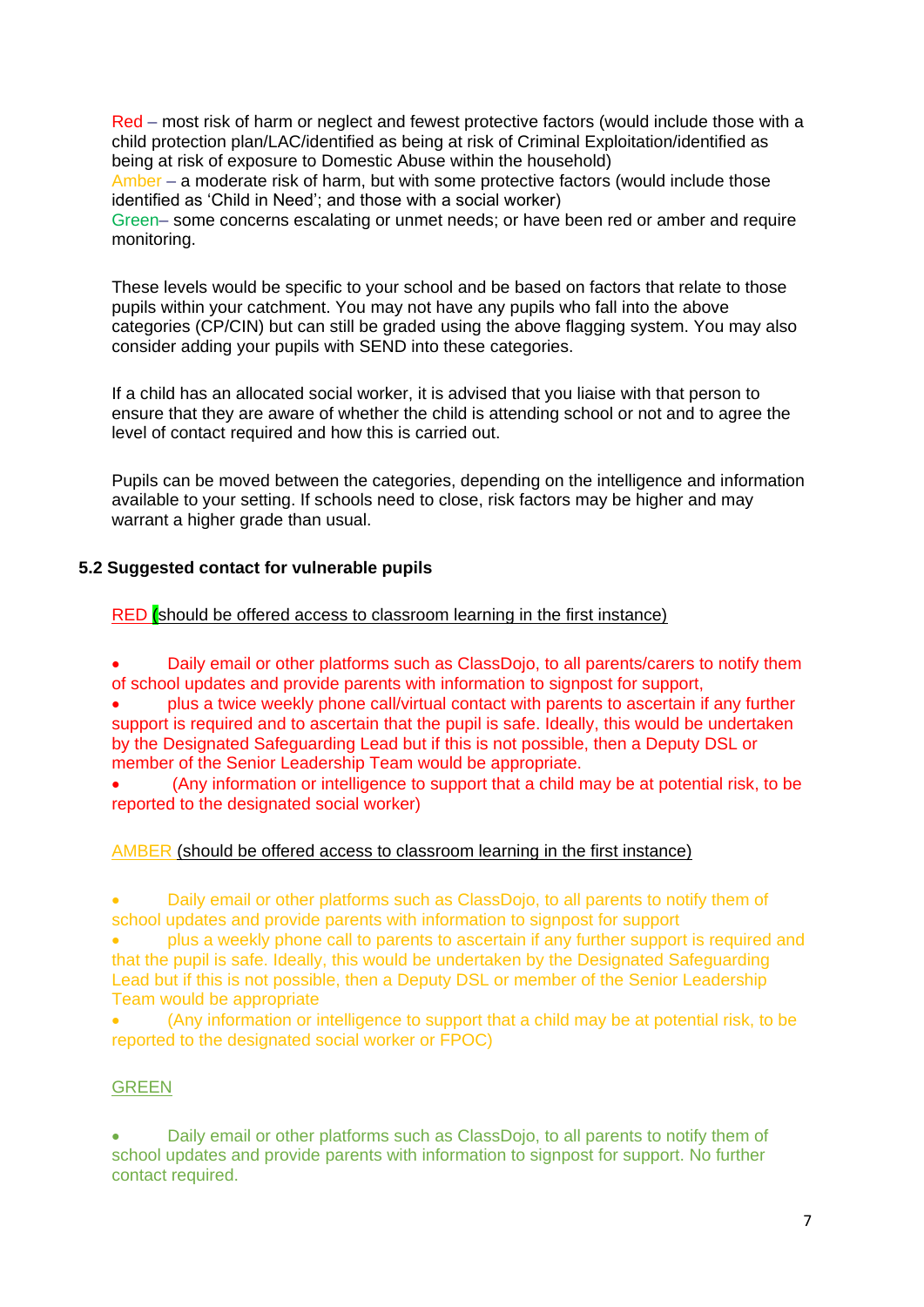Red – most risk of harm or neglect and fewest protective factors (would include those with a child protection plan/LAC/identified as being at risk of Criminal Exploitation/identified as being at risk of exposure to Domestic Abuse within the household)
Amber – a moderate risk of harm, but with some protective factors (would include those identified as 'Child in Need'; and those with a social worker)
Green– some concerns escalating or unmet needs; or have been red or amber and require monitoring.

These levels would be specific to your school and be based on factors that relate to those pupils within your catchment. You may not have any pupils who fall into the above categories (CP/CIN) but can still be graded using the above flagging system. You may also consider adding your pupils with SEND into these categories.

If a child has an allocated social worker, it is advised that you liaise with that person to ensure that they are aware of whether the child is attending school or not and to agree the level of contact required and how this is carried out.

Pupils can be moved between the categories, depending on the intelligence and information available to your setting. If schools need to close, risk factors may be higher and may warrant a higher grade than usual.

### 5.2 Suggested contact for vulnerable pupils

RED (should be offered access to classroom learning in the first instance)

- Daily email or other platforms such as ClassDojo, to all parents/carers to notify them of school updates and provide parents with information to signpost for support,
- plus a twice weekly phone call/virtual contact with parents to ascertain if any further support is required and to ascertain that the pupil is safe. Ideally, this would be undertaken by the Designated Safeguarding Lead but if this is not possible, then a Deputy DSL or member of the Senior Leadership Team would be appropriate.
- (Any information or intelligence to support that a child may be at potential risk, to be reported to the designated social worker)

AMBER (should be offered access to classroom learning in the first instance)

- Daily email or other platforms such as ClassDojo, to all parents to notify them of school updates and provide parents with information to signpost for support
- plus a weekly phone call to parents to ascertain if any further support is required and that the pupil is safe. Ideally, this would be undertaken by the Designated Safeguarding Lead but if this is not possible, then a Deputy DSL or member of the Senior Leadership Team would be appropriate
- (Any information or intelligence to support that a child may be at potential risk, to be reported to the designated social worker or FPOC)

GREEN

- Daily email or other platforms such as ClassDojo, to all parents to notify them of school updates and provide parents with information to signpost for support. No further contact required.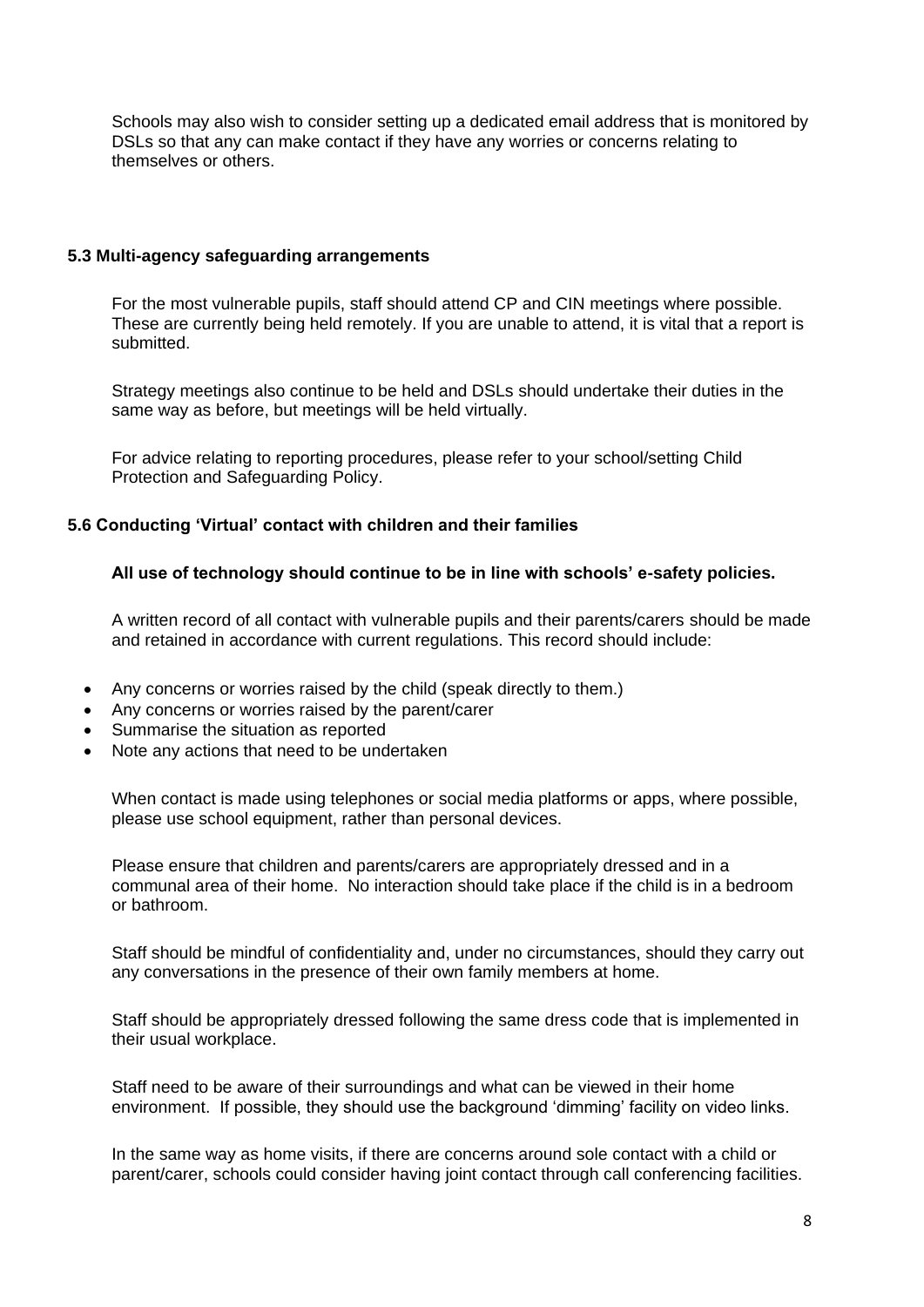Schools may also wish to consider setting up a dedicated email address that is monitored by DSLs so that any can make contact if they have any worries or concerns relating to themselves or others.

### 5.3 Multi-agency safeguarding arrangements

For the most vulnerable pupils, staff should attend CP and CIN meetings where possible. These are currently being held remotely. If you are unable to attend, it is vital that a report is submitted.

Strategy meetings also continue to be held and DSLs should undertake their duties in the same way as before, but meetings will be held virtually.

For advice relating to reporting procedures, please refer to your school/setting Child Protection and Safeguarding Policy.

### 5.6 Conducting 'Virtual' contact with children and their families

**All use of technology should continue to be in line with schools' e-safety policies.**

A written record of all contact with vulnerable pupils and their parents/carers should be made and retained in accordance with current regulations. This record should include:

- Any concerns or worries raised by the child (speak directly to them.)
- Any concerns or worries raised by the parent/carer
- Summarise the situation as reported
- Note any actions that need to be undertaken

When contact is made using telephones or social media platforms or apps, where possible, please use school equipment, rather than personal devices.

Please ensure that children and parents/carers are appropriately dressed and in a communal area of their home. No interaction should take place if the child is in a bedroom or bathroom.

Staff should be mindful of confidentiality and, under no circumstances, should they carry out any conversations in the presence of their own family members at home.

Staff should be appropriately dressed following the same dress code that is implemented in their usual workplace.

Staff need to be aware of their surroundings and what can be viewed in their home environment. If possible, they should use the background 'dimming' facility on video links.

In the same way as home visits, if there are concerns around sole contact with a child or parent/carer, schools could consider having joint contact through call conferencing facilities.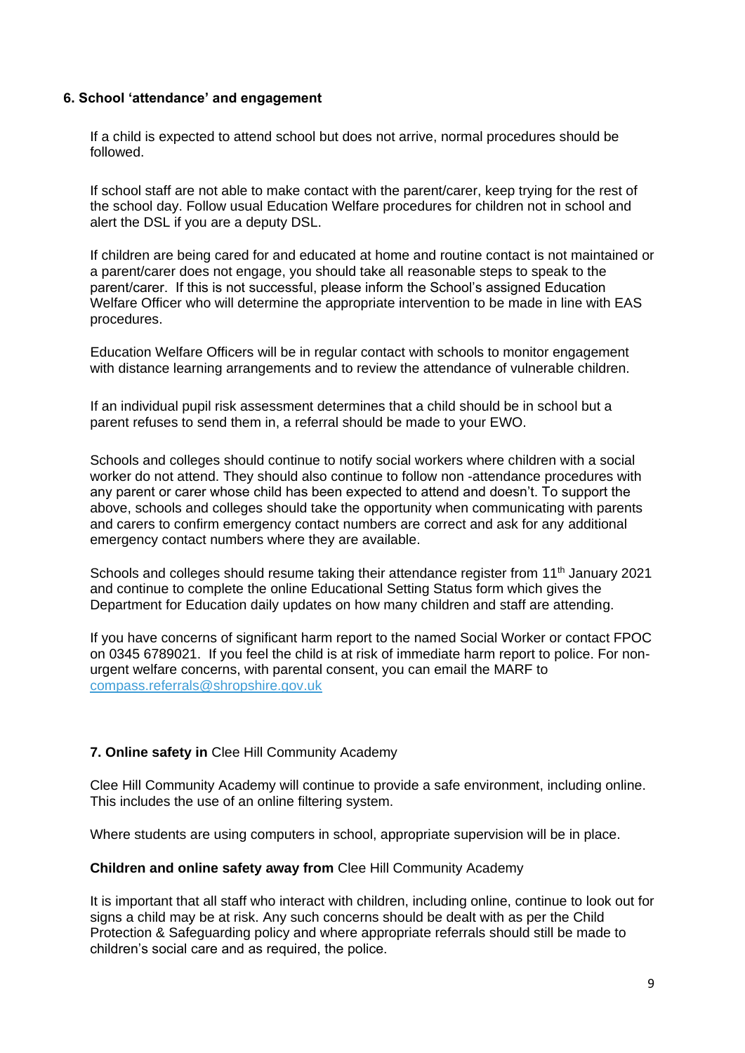## 6. School 'attendance' and engagement

If a child is expected to attend school but does not arrive, normal procedures should be followed.

If school staff are not able to make contact with the parent/carer, keep trying for the rest of the school day. Follow usual Education Welfare procedures for children not in school and alert the DSL if you are a deputy DSL.

If children are being cared for and educated at home and routine contact is not maintained or a parent/carer does not engage, you should take all reasonable steps to speak to the parent/carer. If this is not successful, please inform the School's assigned Education Welfare Officer who will determine the appropriate intervention to be made in line with EAS procedures.

Education Welfare Officers will be in regular contact with schools to monitor engagement with distance learning arrangements and to review the attendance of vulnerable children.

If an individual pupil risk assessment determines that a child should be in school but a parent refuses to send them in, a referral should be made to your EWO.

Schools and colleges should continue to notify social workers where children with a social worker do not attend. They should also continue to follow non -attendance procedures with any parent or carer whose child has been expected to attend and doesn't. To support the above, schools and colleges should take the opportunity when communicating with parents and carers to confirm emergency contact numbers are correct and ask for any additional emergency contact numbers where they are available.

Schools and colleges should resume taking their attendance register from 11th January 2021 and continue to complete the online Educational Setting Status form which gives the Department for Education daily updates on how many children and staff are attending.

If you have concerns of significant harm report to the named Social Worker or contact FPOC on 0345 6789021. If you feel the child is at risk of immediate harm report to police. For non-urgent welfare concerns, with parental consent, you can email the MARF to compass.referrals@shropshire.gov.uk

## 7. Online safety in Clee Hill Community Academy

Clee Hill Community Academy will continue to provide a safe environment, including online. This includes the use of an online filtering system.

Where students are using computers in school, appropriate supervision will be in place.

### Children and online safety away from Clee Hill Community Academy

It is important that all staff who interact with children, including online, continue to look out for signs a child may be at risk. Any such concerns should be dealt with as per the Child Protection & Safeguarding policy and where appropriate referrals should still be made to children's social care and as required, the police.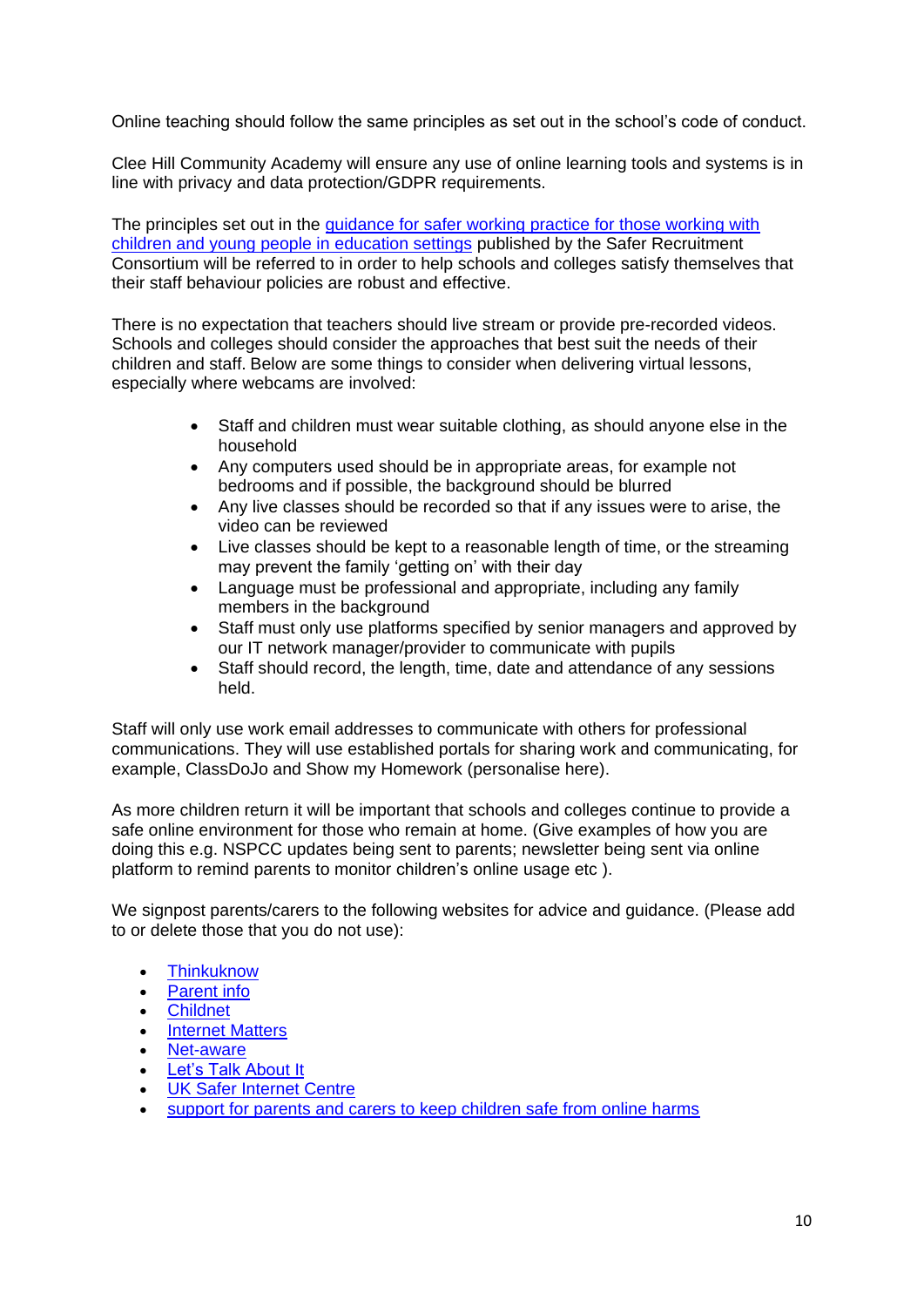Online teaching should follow the same principles as set out in the school's code of conduct.

Clee Hill Community Academy will ensure any use of online learning tools and systems is in line with privacy and data protection/GDPR requirements.

The principles set out in the guidance for safer working practice for those working with children and young people in education settings published by the Safer Recruitment Consortium will be referred to in order to help schools and colleges satisfy themselves that their staff behaviour policies are robust and effective.

There is no expectation that teachers should live stream or provide pre-recorded videos. Schools and colleges should consider the approaches that best suit the needs of their children and staff. Below are some things to consider when delivering virtual lessons, especially where webcams are involved:

- Staff and children must wear suitable clothing, as should anyone else in the household
- Any computers used should be in appropriate areas, for example not bedrooms and if possible, the background should be blurred
- Any live classes should be recorded so that if any issues were to arise, the video can be reviewed
- Live classes should be kept to a reasonable length of time, or the streaming may prevent the family 'getting on' with their day
- Language must be professional and appropriate, including any family members in the background
- Staff must only use platforms specified by senior managers and approved by our IT network manager/provider to communicate with pupils
- Staff should record, the length, time, date and attendance of any sessions held.

Staff will only use work email addresses to communicate with others for professional communications. They will use established portals for sharing work and communicating, for example, ClassDoJo and Show my Homework (personalise here).

As more children return it will be important that schools and colleges continue to provide a safe online environment for those who remain at home. (Give examples of how you are doing this e.g. NSPCC updates being sent to parents; newsletter being sent via online platform to remind parents to monitor children's online usage etc ).

We signpost parents/carers to the following websites for advice and guidance. (Please add to or delete those that you do not use):

- Thinkuknow
- Parent info
- Childnet
- Internet Matters
- Net-aware
- Let's Talk About It
- UK Safer Internet Centre
- support for parents and carers to keep children safe from online harms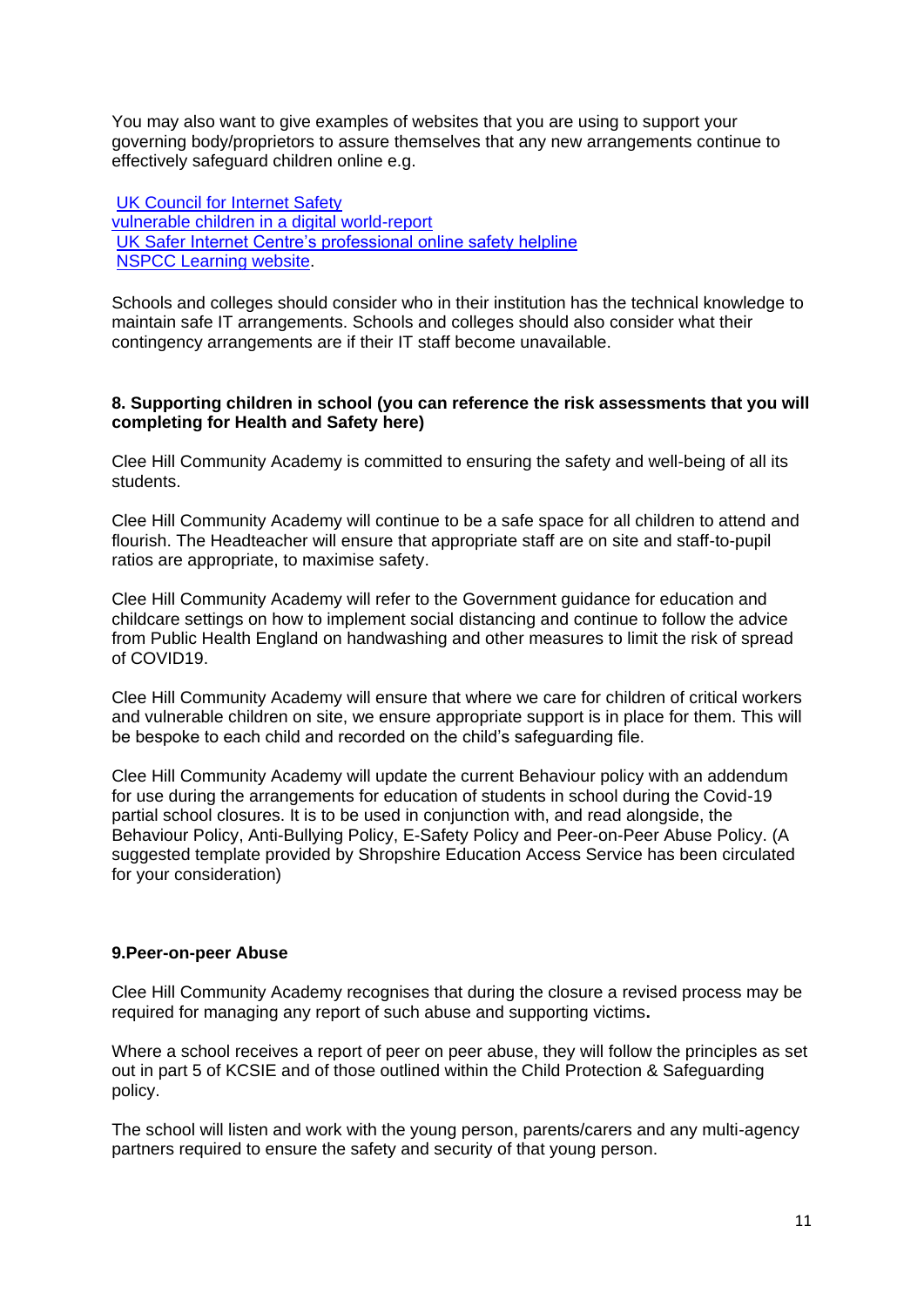You may also want to give examples of websites that you are using to support your governing body/proprietors to assure themselves that any new arrangements continue to effectively safeguard children online e.g.

[UK Council for Internet Safety](#)
[vulnerable children in a digital world-report](#)
[UK Safer Internet Centre's professional online safety helpline](#)
[NSPCC Learning website](#).

Schools and colleges should consider who in their institution has the technical knowledge to maintain safe IT arrangements. Schools and colleges should also consider what their contingency arrangements are if their IT staff become unavailable.

### 8. Supporting children in school (you can reference the risk assessments that you will completing for Health and Safety here)

Clee Hill Community Academy is committed to ensuring the safety and well-being of all its students.

Clee Hill Community Academy will continue to be a safe space for all children to attend and flourish. The Headteacher will ensure that appropriate staff are on site and staff-to-pupil ratios are appropriate, to maximise safety.

Clee Hill Community Academy will refer to the Government guidance for education and childcare settings on how to implement social distancing and continue to follow the advice from Public Health England on handwashing and other measures to limit the risk of spread of COVID19.

Clee Hill Community Academy will ensure that where we care for children of critical workers and vulnerable children on site, we ensure appropriate support is in place for them. This will be bespoke to each child and recorded on the child's safeguarding file.

Clee Hill Community Academy will update the current Behaviour policy with an addendum for use during the arrangements for education of students in school during the Covid-19 partial school closures. It is to be used in conjunction with, and read alongside, the Behaviour Policy, Anti-Bullying Policy, E-Safety Policy and Peer-on-Peer Abuse Policy. (A suggested template provided by Shropshire Education Access Service has been circulated for your consideration)

### 9.Peer-on-peer Abuse

Clee Hill Community Academy recognises that during the closure a revised process may be required for managing any report of such abuse and supporting victims**.**

Where a school receives a report of peer on peer abuse, they will follow the principles as set out in part 5 of KCSIE and of those outlined within the Child Protection & Safeguarding policy.

The school will listen and work with the young person, parents/carers and any multi-agency partners required to ensure the safety and security of that young person.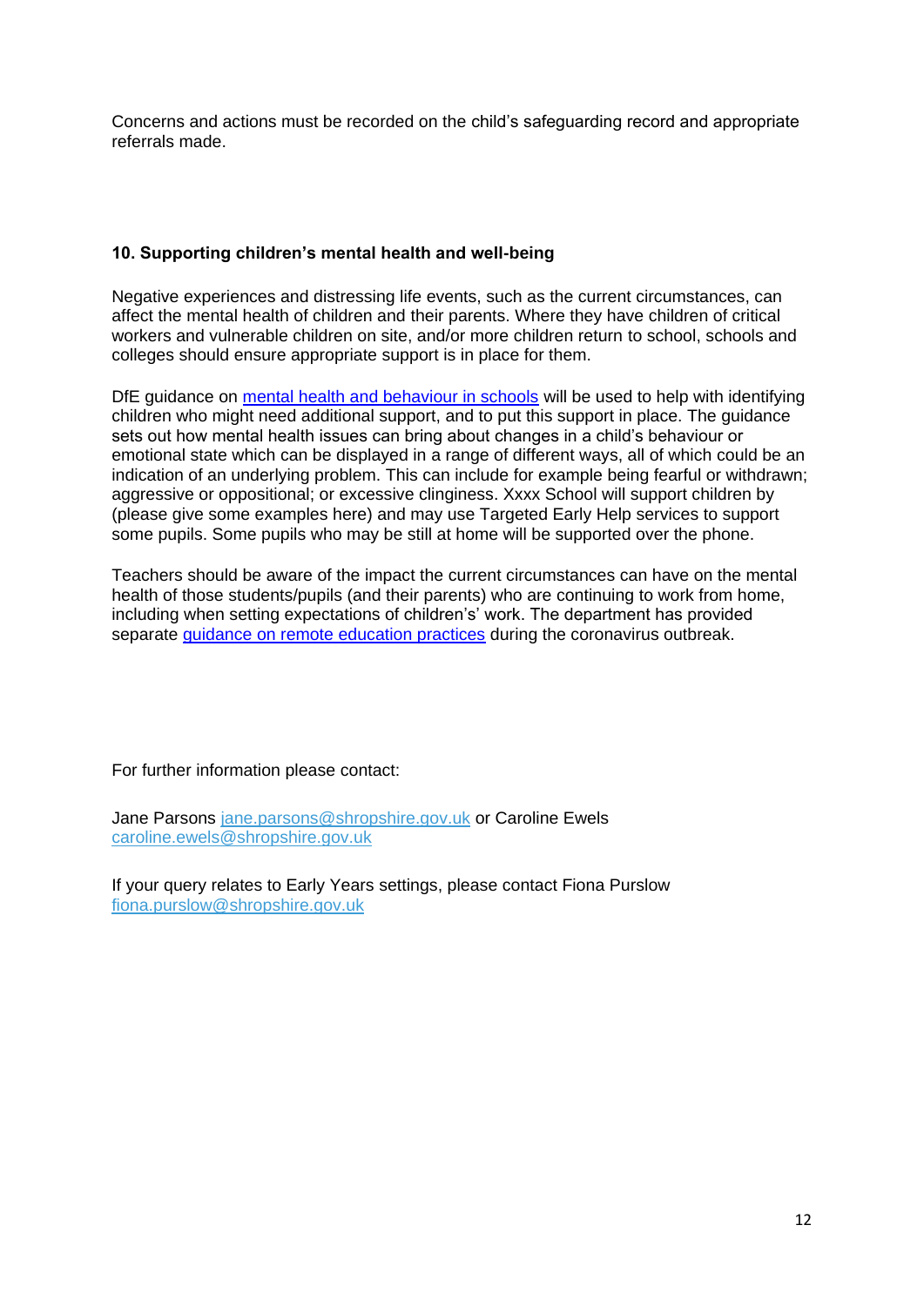Concerns and actions must be recorded on the child's safeguarding record and appropriate referrals made.

### 10. Supporting children's mental health and well-being

Negative experiences and distressing life events, such as the current circumstances, can affect the mental health of children and their parents. Where they have children of critical workers and vulnerable children on site, and/or more children return to school, schools and colleges should ensure appropriate support is in place for them.

DfE guidance on [mental health and behaviour in schools](#) will be used to help with identifying children who might need additional support, and to put this support in place. The guidance sets out how mental health issues can bring about changes in a child's behaviour or emotional state which can be displayed in a range of different ways, all of which could be an indication of an underlying problem. This can include for example being fearful or withdrawn; aggressive or oppositional; or excessive clinginess. Xxxx School will support children by (please give some examples here) and may use Targeted Early Help services to support some pupils. Some pupils who may be still at home will be supported over the phone.

Teachers should be aware of the impact the current circumstances can have on the mental health of those students/pupils (and their parents) who are continuing to work from home, including when setting expectations of children's' work. The department has provided separate [guidance on remote education practices](#) during the coronavirus outbreak.

For further information please contact:

Jane Parsons jane.parsons@shropshire.gov.uk or Caroline Ewels caroline.ewels@shropshire.gov.uk

If your query relates to Early Years settings, please contact Fiona Purslow fiona.purslow@shropshire.gov.uk